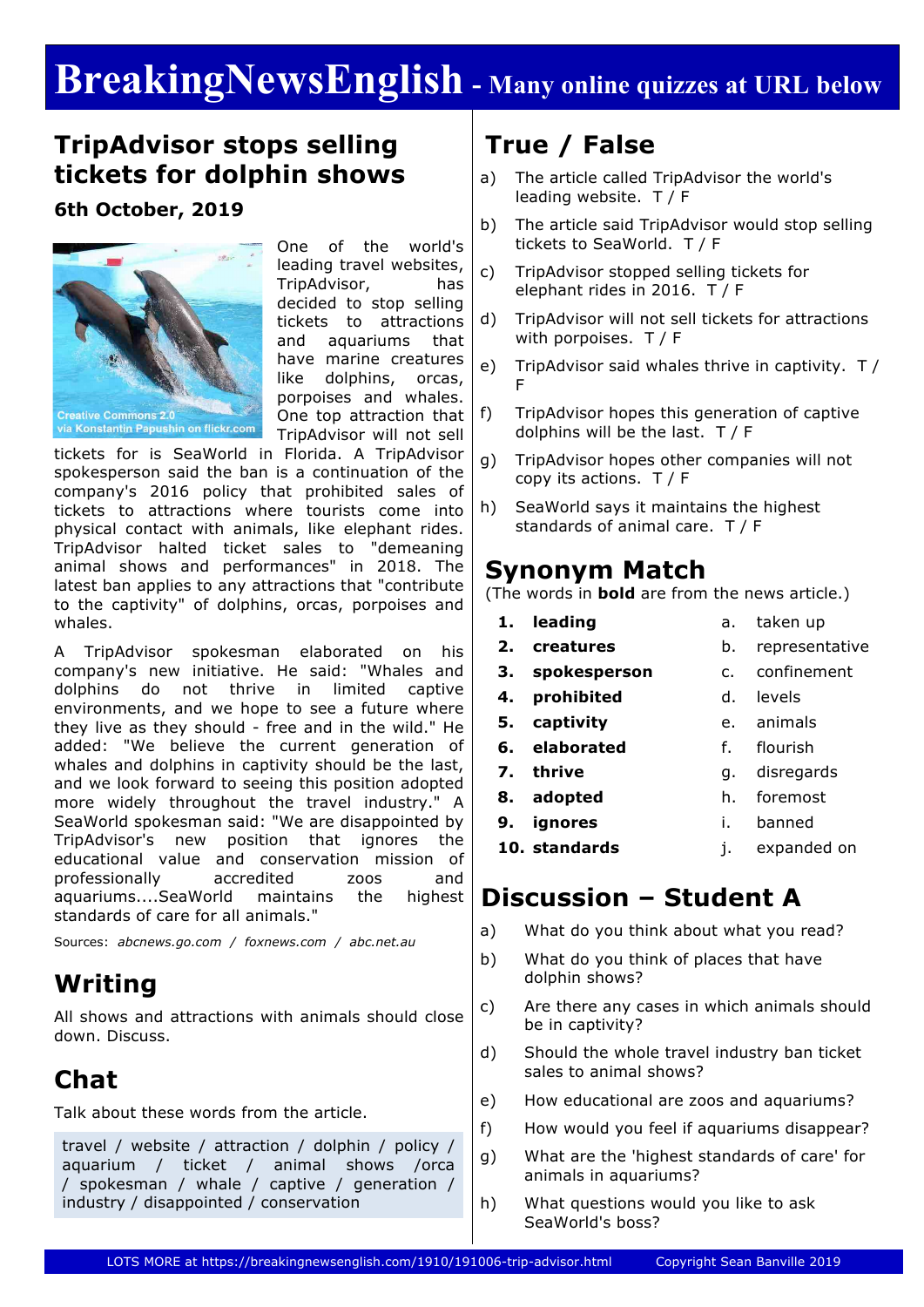# BreakingNewsEnglish - Many online quizzes at URL below

## TripAdvisor stops selling tickets for dolphin shows

**6th October, 2019**

Creative Commons 2.0 via Konstantin Papushin on flickr.com

One of the world's leading travel websites, TripAdvisor, has decided to stop selling tickets to attractions and aquariums that have marine creatures like dolphins, orcas, porpoises and whales. One top attraction that TripAdvisor will not sell tickets for is SeaWorld in Florida. A TripAdvisor spokesperson said the ban is a continuation of the company's 2016 policy that prohibited sales of tickets to attractions where tourists come into physical contact with animals, like elephant rides. TripAdvisor halted ticket sales to "demeaning animal shows and performances" in 2018. The latest ban applies to any attractions that "contribute to the captivity" of dolphins, orcas, porpoises and whales.

A TripAdvisor spokesman elaborated on his company's new initiative. He said: "Whales and dolphins do not thrive in limited captive environments, and we hope to see a future where they live as they should - free and in the wild." He added: "We believe the current generation of whales and dolphins in captivity should be the last, and we look forward to seeing this position adopted more widely throughout the travel industry." A SeaWorld spokesman said: "We are disappointed by TripAdvisor's new position that ignores the educational value and conservation mission of professionally accredited zoos and aquariums....SeaWorld maintains the highest standards of care for all animals."

Sources: *abcnews.go.com* / *foxnews.com* / *abc.net.au*

## Writing

All shows and attractions with animals should close down. Discuss.

## Chat

Talk about these words from the article.

travel / website / attraction / dolphin / policy / aquarium / ticket / animal shows /orca / spokesman / whale / captive / generation / industry / disappointed / conservation

## True / False

a) The article called TripAdvisor the world's leading website. T / F

b) The article said TripAdvisor would stop selling tickets to SeaWorld. T / F

c) TripAdvisor stopped selling tickets for elephant rides in 2016. T / F

d) TripAdvisor will not sell tickets for attractions with porpoises. T / F

e) TripAdvisor said whales thrive in captivity. T / F

f) TripAdvisor hopes this generation of captive dolphins will be the last. T / F

g) TripAdvisor hopes other companies will not copy its actions. T / F

h) SeaWorld says it maintains the highest standards of animal care. T / F

## Synonym Match

(The words in **bold** are from the news article.)

| | |
|---|---|
| 1. **leading** | a. taken up |
| 2. **creatures** | b. representative |
| 3. **spokesperson** | c. confinement |
| 4. **prohibited** | d. levels |
| 5. **captivity** | e. animals |
| 6. **elaborated** | f. flourish |
| 7. **thrive** | g. disregards |
| 8. **adopted** | h. foremost |
| 9. **ignores** | i. banned |
| 10. **standards** | j. expanded on |

## Discussion – Student A

a) What do you think about what you read?

b) What do you think of places that have dolphin shows?

c) Are there any cases in which animals should be in captivity?

d) Should the whole travel industry ban ticket sales to animal shows?

e) How educational are zoos and aquariums?

f) How would you feel if aquariums disappear?

g) What are the 'highest standards of care' for animals in aquariums?

h) What questions would you like to ask SeaWorld's boss?

LOTS MORE at https://breakingnewsenglish.com/1910/191006-trip-advisor.html Copyright Sean Banville 2019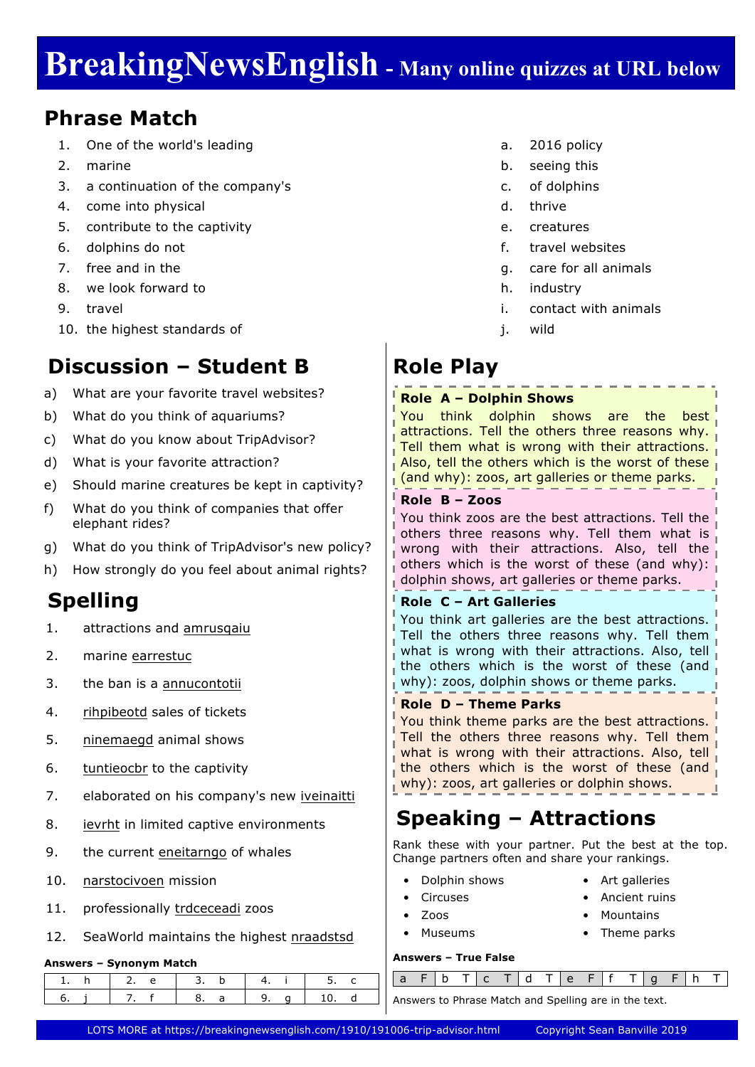# BreakingNewsEnglish - Many online quizzes at URL below

## Phrase Match

1. One of the world's leading
2. marine
3. a continuation of the company's
4. come into physical
5. contribute to the captivity
6. dolphins do not
7. free and in the
8. we look forward to
9. travel
10. the highest standards of

a. 2016 policy
b. seeing this
c. of dolphins
d. thrive
e. creatures
f. travel websites
g. care for all animals
h. industry
i. contact with animals
j. wild

## Discussion – Student B

a) What are your favorite travel websites?
b) What do you think of aquariums?
c) What do you know about TripAdvisor?
d) What is your favorite attraction?
e) Should marine creatures be kept in captivity?
f) What do you think of companies that offer elephant rides?
g) What do you think of TripAdvisor's new policy?
h) How strongly do you feel about animal rights?

## Spelling

1. attractions and amrusqaiu
2. marine earrestuc
3. the ban is a annucontotii
4. rihpibeotd sales of tickets
5. ninemaegd animal shows
6. tuntieocbr to the captivity
7. elaborated on his company's new iveinaitti
8. ievrht in limited captive environments
9. the current eneitarngo of whales
10. narstocivoen mission
11. professionally trdceceadi zoos
12. SeaWorld maintains the highest nraadstsd

**Answers – Synonym Match**

| | | | | |
|---|---|---|---|---|
| 1. h | 2. e | 3. b | 4. i | 5. c |
| 6. j | 7. f | 8. a | 9. g | 10. d |

## Role Play

**Role A – Dolphin Shows**
You think dolphin shows are the best attractions. Tell the others three reasons why. Tell them what is wrong with their attractions. Also, tell the others which is the worst of these (and why): zoos, art galleries or theme parks.

**Role B – Zoos**
You think zoos are the best attractions. Tell the others three reasons why. Tell them what is wrong with their attractions. Also, tell the others which is the worst of these (and why): dolphin shows, art galleries or theme parks.

**Role C – Art Galleries**
You think art galleries are the best attractions. Tell the others three reasons why. Tell them what is wrong with their attractions. Also, tell the others which is the worst of these (and why): zoos, dolphin shows or theme parks.

**Role D – Theme Parks**
You think theme parks are the best attractions. Tell the others three reasons why. Tell them what is wrong with their attractions. Also, tell the others which is the worst of these (and why): zoos, art galleries or dolphin shows.

## Speaking – Attractions

Rank these with your partner. Put the best at the top. Change partners often and share your rankings.

- Dolphin shows
- Circuses
- Zoos
- Museums
- Art galleries
- Ancient ruins
- Mountains
- Theme parks

**Answers – True False**

| | | | | | | | | | | | | | | | |
|---|---|---|---|---|---|---|---|---|---|---|---|---|---|---|---|
| a | F | b | T | c | T | d | T | e | F | f | T | g | F | h | T |

Answers to Phrase Match and Spelling are in the text.

LOTS MORE at https://breakingnewsenglish.com/1910/191006-trip-advisor.html Copyright Sean Banville 2019